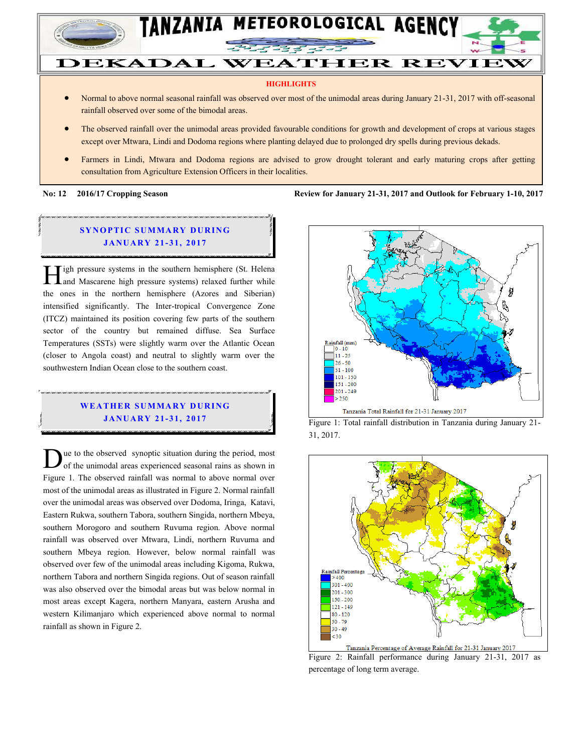# TANZANIA METEOROLOGICAL AGENCY

# DEKADAL WEATHER REVIEW

**HIGHLIGHTS**

- Normal to above normal seasonal rainfall was observed over most of the unimodal areas during January 21-31, 2017 with off-seasonal rainfall observed over some of the bimodal areas.
- The observed rainfall over the unimodal areas provided favourable conditions for growth and development of crops at various stages except over Mtwara, Lindi and Dodoma regions where planting delayed due to prolonged dry spells during previous dekads.
- Farmers in Lindi, Mtwara and Dodoma regions are advised to grow drought tolerant and early maturing crops after getting consultation from Agriculture Extension Officers in their localities.

**No: 12 2016/17 Cropping Season** **Review for January 21-31, 2017 and Outlook for February 1-10, 2017**

## SYNOPTIC SUMMARY DURING JANUARY 21-31, 2017

High pressure systems in the southern hemisphere (St. Helena and Mascarene high pressure systems) relaxed further while the ones in the northern hemisphere (Azores and Siberian) intensified significantly. The Inter-tropical Convergence Zone (ITCZ) maintained its position covering few parts of the southern sector of the country but remained diffuse. Sea Surface Temperatures (SSTs) were slightly warm over the Atlantic Ocean (closer to Angola coast) and neutral to slightly warm over the southwestern Indian Ocean close to the southern coast.

## WEATHER SUMMARY DURING JANUARY 21-31, 2017

Due to the observed synoptic situation during the period, most of the unimodal areas experienced seasonal rains as shown in Figure 1. The observed rainfall was normal to above normal over most of the unimodal areas as illustrated in Figure 2. Normal rainfall over the unimodal areas was observed over Dodoma, Iringa, Katavi, Eastern Rukwa, southern Tabora, southern Singida, northern Mbeya, southern Morogoro and southern Ruvuma region. Above normal rainfall was observed over Mtwara, Lindi, northern Ruvuma and southern Mbeya region. However, below normal rainfall was observed over few of the unimodal areas including Kigoma, Rukwa, northern Tabora and northern Singida regions. Out of season rainfall was also observed over the bimodal areas but was below normal in most areas except Kagera, northern Manyara, eastern Arusha and western Kilimanjaro which experienced above normal to normal rainfall as shown in Figure 2.

Figure 1: Total rainfall distribution in Tanzania during January 21-31, 2017.

Figure 2: Rainfall performance during January 21-31, 2017 as percentage of long term average.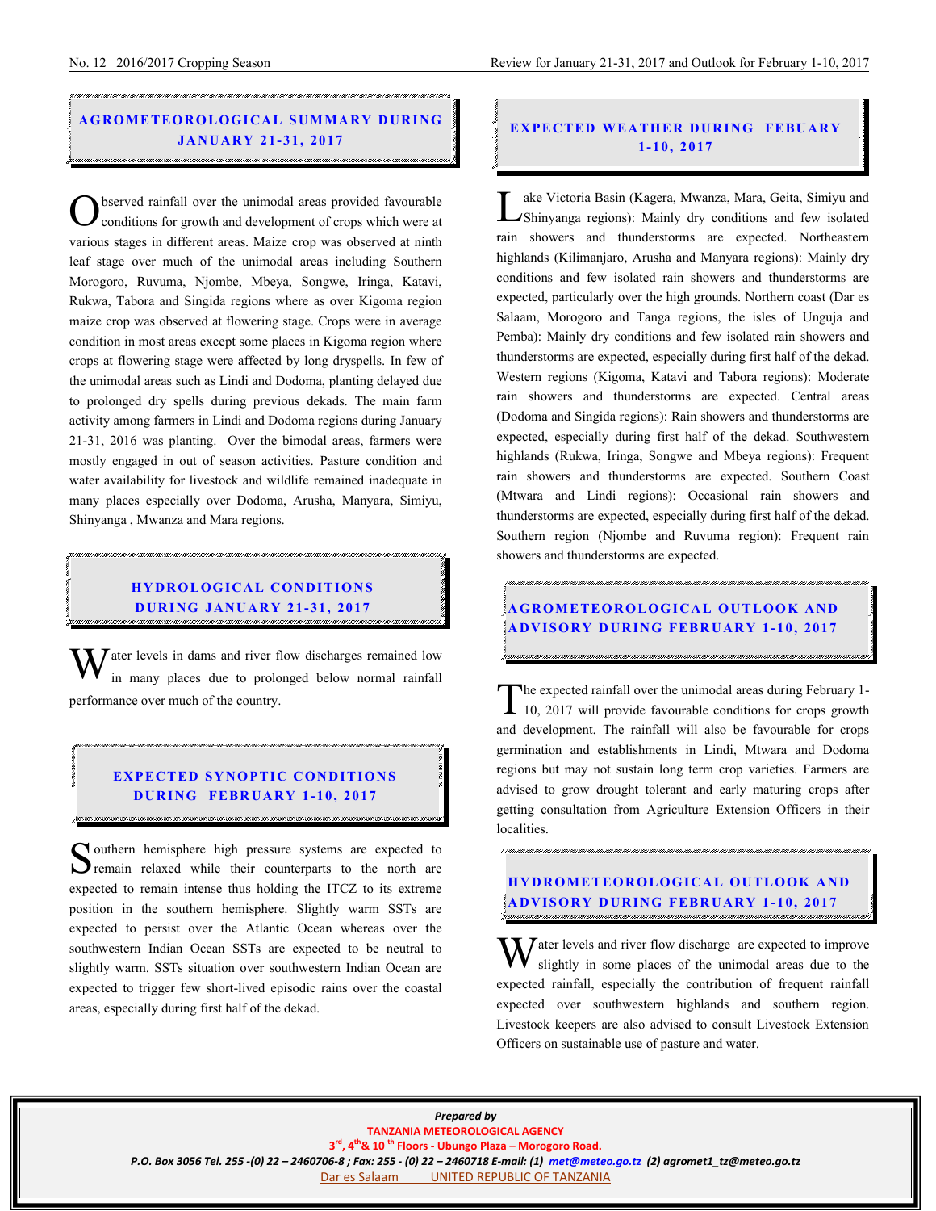## AGROMETEOROLOGICAL SUMMARY DURING JANUARY 21-31, 2017

Observed rainfall over the unimodal areas provided favourable conditions for growth and development of crops which were at various stages in different areas. Maize crop was observed at ninth leaf stage over much of the unimodal areas including Southern Morogoro, Ruvuma, Njombe, Mbeya, Songwe, Iringa, Katavi, Rukwa, Tabora and Singida regions where as over Kigoma region maize crop was observed at flowering stage. Crops were in average condition in most areas except some places in Kigoma region where crops at flowering stage were affected by long dryspells. In few of the unimodal areas such as Lindi and Dodoma, planting delayed due to prolonged dry spells during previous dekads. The main farm activity among farmers in Lindi and Dodoma regions during January 21-31, 2016 was planting. Over the bimodal areas, farmers were mostly engaged in out of season activities. Pasture condition and water availability for livestock and wildlife remained inadequate in many places especially over Dodoma, Arusha, Manyara, Simiyu, Shinyanga , Mwanza and Mara regions.

## HYDROLOGICAL CONDITIONS DURING JANUARY 21-31, 2017

Water levels in dams and river flow discharges remained low in many places due to prolonged below normal rainfall performance over much of the country.

## EXPECTED SYNOPTIC CONDITIONS DURING FEBRUARY 1-10, 2017

Southern hemisphere high pressure systems are expected to remain relaxed while their counterparts to the north are expected to remain intense thus holding the ITCZ to its extreme position in the southern hemisphere. Slightly warm SSTs are expected to persist over the Atlantic Ocean whereas over the southwestern Indian Ocean SSTs are expected to be neutral to slightly warm. SSTs situation over southwestern Indian Ocean are expected to trigger few short-lived episodic rains over the coastal areas, especially during first half of the dekad.

## EXPECTED WEATHER DURING FEBUARY 1-10, 2017

Lake Victoria Basin (Kagera, Mwanza, Mara, Geita, Simiyu and Shinyanga regions): Mainly dry conditions and few isolated rain showers and thunderstorms are expected. Northeastern highlands (Kilimanjaro, Arusha and Manyara regions): Mainly dry conditions and few isolated rain showers and thunderstorms are expected, particularly over the high grounds. Northern coast (Dar es Salaam, Morogoro and Tanga regions, the isles of Unguja and Pemba): Mainly dry conditions and few isolated rain showers and thunderstorms are expected, especially during first half of the dekad. Western regions (Kigoma, Katavi and Tabora regions): Moderate rain showers and thunderstorms are expected. Central areas (Dodoma and Singida regions): Rain showers and thunderstorms are expected, especially during first half of the dekad. Southwestern highlands (Rukwa, Iringa, Songwe and Mbeya regions): Frequent rain showers and thunderstorms are expected. Southern Coast (Mtwara and Lindi regions): Occasional rain showers and thunderstorms are expected, especially during first half of the dekad. Southern region (Njombe and Ruvuma region): Frequent rain showers and thunderstorms are expected.

## AGROMETEOROLOGICAL OUTLOOK AND ADVISORY DURING FEBRUARY 1-10, 2017

The expected rainfall over the unimodal areas during February 1-10, 2017 will provide favourable conditions for crops growth and development. The rainfall will also be favourable for crops germination and establishments in Lindi, Mtwara and Dodoma regions but may not sustain long term crop varieties. Farmers are advised to grow drought tolerant and early maturing crops after getting consultation from Agriculture Extension Officers in their localities.

## HYDROMETEOROLOGICAL OUTLOOK AND ADVISORY DURING FEBRUARY 1-10, 2017

Water levels and river flow discharge are expected to improve slightly in some places of the unimodal areas due to the expected rainfall, especially the contribution of frequent rainfall expected over southwestern highlands and southern region. Livestock keepers are also advised to consult Livestock Extension Officers on sustainable use of pasture and water.

---

***Prepared by***

**TANZANIA METEOROLOGICAL AGENCY**

**3rd, 4th & 10th Floors - Ubungo Plaza – Morogoro Road.**

***P.O. Box 3056 Tel. 255 -(0) 22 – 2460706-8 ; Fax: 255 - (0) 22 – 2460718 E-mail: (1) met@meteo.go.tz (2) agromet1_tz@meteo.go.tz***

Dar es Salaam UNITED REPUBLIC OF TANZANIA